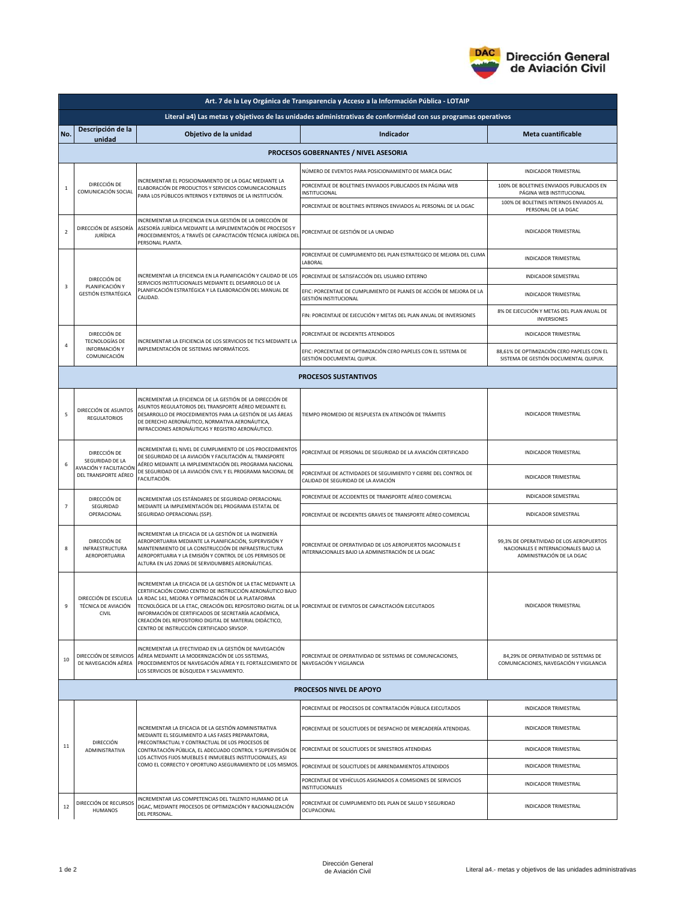| Art. 7 de la Ley Orgánica de Transparencia y Acceso a la Información Pública - LOTAIP | | | | |
|---|---|---|---|---|
| **Literal a4) Las metas y objetivos de las unidades administrativas de conformidad con sus programas operativos** | | | | |
| **No.** | **Descripción de la unidad** | **Objetivo de la unidad** | **Indicador** | **Meta cuantificable** |
| **PROCESOS GOBERNANTES / NIVEL ASESORIA** | | | | |
| 1 | DIRECCIÓN DE COMUNICACIÓN SOCIAL | INCREMENTAR EL POSICIONAMIENTO DE LA DGAC MEDIANTE LA ELABORACIÓN DE PRODUCTOS Y SERVICIOS COMUNICACIONALES PARA LOS PÚBLICOS INTERNOS Y EXTERNOS DE LA INSTITUCIÓN. | NÚMERO DE EVENTOS PARA POSICIONAMIENTO DE MARCA DGAC | INDICADOR TRIMESTRAL |
| | | | PORCENTAJE DE BOLETINES ENVIADOS PUBLICADOS EN PÁGINA WEB INSTITUCIONAL | 100% DE BOLETINES ENVIADOS PUBLICADOS EN PÁGINA WEB INSTITUCIONAL |
| | | | PORCENTAJE DE BOLETINES INTERNOS ENVIADOS AL PERSONAL DE LA DGAC | 100% DE BOLETINES INTERNOS ENVIADOS AL PERSONAL DE LA DGAC |
| 2 | DIRECCIÓN DE ASESORÍA JURÍDICA | INCREMENTAR LA EFICIENCIA EN LA GESTIÓN DE LA DIRECCIÓN DE ASESORÍA JURÍDICA MEDIANTE LA IMPLEMENTACIÓN DE PROCESOS Y PROCEDIMIENTOS; A TRAVÉS DE CAPACITACIÓN TÉCNICA JURÍDICA DEL PERSONAL PLANTA. | PORCENTAJE DE GESTIÓN DE LA UNIDAD | INDICADOR TRIMESTRAL |
| 3 | DIRECCIÓN DE PLANIFICACIÓN Y GESTIÓN ESTRATÉGICA | INCREMENTAR LA EFICIENCIA EN LA PLANIFICACIÓN Y CALIDAD DE LOS SERVICIOS INSTITUCIONALES MEDIANTE EL DESARROLLO DE LA PLANIFICACIÓN ESTRATÉGICA Y LA ELABORACIÓN DEL MANUAL DE CALIDAD. | PORCENTAJE DE CUMPLIMIENTO DEL PLAN ESTRATEGICO DE MEJORA DEL CLIMA LABORAL | INDICADOR TRIMESTRAL |
| | | | PORCENTAJE DE SATISFACCIÓN DEL USUARIO EXTERNO | INDICADOR SEMESTRAL |
| | | | EFIC: PORCENTAJE DE CUMPLIMIENTO DE PLANES DE ACCIÓN DE MEJORA DE LA GESTIÓN INSTITUCIONAL | INDICADOR TRIMESTRAL |
| | | | FIN: PORCENTAJE DE EJECUCIÓN Y METAS DEL PLAN ANUAL DE INVERSIONES | 8% DE EJECUCIÓN Y METAS DEL PLAN ANUAL DE INVERSIONES |
| 4 | DIRECCIÓN DE TECNOLOGÍAS DE INFORMACIÓN Y COMUNICACIÓN | INCREMENTAR LA EFICIENCIA DE LOS SERVICIOS DE TICS MEDIANTE LA IMPLEMENTACIÓN DE SISTEMAS INFORMÁTICOS. | PORCENTAJE DE INCIDENTES ATENDIDOS | INDICADOR TRIMESTRAL |
| | | | EFIC: PORCENTAJE DE OPTIMIZACIÓN CERO PAPELES CON EL SISTEMA DE GESTIÓN DOCUMENTAL QUIPUX. | 88,61% DE OPTIMIZACIÓN CERO PAPELES CON EL SISTEMA DE GESTIÓN DOCUMENTAL QUIPUX. |
| **PROCESOS SUSTANTIVOS** | | | | |
| 5 | DIRECCIÓN DE ASUNTOS REGULATORIOS | INCREMENTAR LA EFICIENCIA DE LA GESTIÓN DE LA DIRECCIÓN DE ASUNTOS REGULATORIOS DEL TRANSPORTE AÉREO MEDIANTE EL DESARROLLO DE PROCEDIMIENTOS PARA LA GESTIÓN DE LAS ÁREAS DE DERECHO AERONÁUTICO, NORMATIVA AERONÁUTICA, INFRACCIONES AERONÁUTICAS Y REGISTRO AERONÁUTICO. | TIEMPO PROMEDIO DE RESPUESTA EN ATENCIÓN DE TRÁMITES | INDICADOR TRIMESTRAL |
| 6 | DIRECCIÓN DE SEGURIDAD DE LA AVIACIÓN Y FACILITACIÓN DEL TRANSPORTE AÉREO | INCREMENTAR EL NIVEL DE CUMPLIMIENTO DE LOS PROCEDIMIENTOS DE SEGURIDAD DE LA AVIACIÓN Y FACILITACIÓN AL TRANSPORTE AÉREO MEDIANTE LA IMPLEMENTACIÓN DEL PROGRAMA NACIONAL DE SEGURIDAD DE LA AVIACIÓN CIVIL Y EL PROGRAMA NACIONAL DE FACILITACIÓN. | PORCENTAJE DE PERSONAL DE SEGURIDAD DE LA AVIACIÓN CERTIFICADO | INDICADOR TRIMESTRAL |
| | | | PORCENTAJE DE ACTIVIDADES DE SEGUIMIENTO Y CIERRE DEL CONTROL DE CALIDAD DE SEGURIDAD DE LA AVIACIÓN | INDICADOR TRIMESTRAL |
| 7 | DIRECCIÓN DE SEGURIDAD OPERACIONAL | INCREMENTAR LOS ESTÁNDARES DE SEGURIDAD OPERACIONAL MEDIANTE LA IMPLEMENTACIÓN DEL PROGRAMA ESTATAL DE SEGURIDAD OPERACIONAL (SSP). | PORCENTAJE DE ACCIDENTES DE TRANSPORTE AÉREO COMERCIAL | INDICADOR SEMESTRAL |
| | | | PORCENTAJE DE INCIDENTES GRAVES DE TRANSPORTE AÉREO COMERCIAL | INDICADOR SEMESTRAL |
| 8 | DIRECCIÓN DE INFRAESTRUCTURA AEROPORTUARIA | INCREMENTAR LA EFICACIA DE LA GESTIÓN DE LA INGENIERÍA AEROPORTUARIA MEDIANTE LA PLANIFICACIÓN, SUPERVISIÓN Y MANTENIMIENTO DE LA CONSTRUCCIÓN DE INFRAESTRUCTURA AEROPORTUARIA Y LA EMISIÓN Y CONTROL DE LOS PERMISOS DE ALTURA EN LAS ZONAS DE SERVIDUMBRES AERONÁUTICAS. | PORCENTAJE DE OPERATIVIDAD DE LOS AEROPUERTOS NACIONALES E INTERNACIONALES BAJO LA ADMINISTRACIÓN DE LA DGAC | 99,3% DE OPERATIVIDAD DE LOS AEROPUERTOS NACIONALES E INTERNACIONALES BAJO LA ADMINISTRACIÓN DE LA DGAC |
| 9 | DIRECCIÓN DE ESCUELA TÉCNICA DE AVIACIÓN CIVIL | INCREMENTAR LA EFICACIA DE LA GESTIÓN DE LA ETAC MEDIANTE LA CERTIFICACIÓN COMO CENTRO DE INSTRUCCIÓN AERONÁUTICO BAJO LA RDAC 141, MEJORA Y OPTIMIZACIÓN DE LA PLATAFORMA TECNOLÓGICA DE LA ETAC, CREACIÓN DEL REPOSITORIO DIGITAL DE LA INFORMACIÓN DE CERTIFICADOS DE SECRETARÍA ACADÉMICA, CREACIÓN DEL REPOSITORIO DIGITAL DE MATERIAL DIDÁCTICO, CENTRO DE INSTRUCCIÓN CERTIFICADO SRVSOP. | PORCENTAJE DE EVENTOS DE CAPACITACIÓN EJECUTADOS | INDICADOR TRIMESTRAL |
| 10 | DIRECCIÓN DE SERVICIOS DE NAVEGACIÓN AÉREA | INCREMENTAR LA EFECTIVIDAD EN LA GESTIÓN DE NAVEGACIÓN AÉREA MEDIANTE LA MODERNIZACIÓN DE LOS SISTEMAS, PROCEDIMIENTOS DE NAVEGACIÓN AÉREA Y EL FORTALECIMIENTO DE LOS SERVICIOS DE BÚSQUEDA Y SALVAMENTO. | PORCENTAJE DE OPERATIVIDAD DE SISTEMAS DE COMUNICACIONES, NAVEGACIÓN Y VIGILANCIA | 84,29% DE OPERATIVIDAD DE SISTEMAS DE COMUNICACIONES, NAVEGACIÓN Y VIGILANCIA |
| **PROCESOS NIVEL DE APOYO** | | | | |
| 11 | DIRECCIÓN ADMINISTRATIVA | INCREMENTAR LA EFICACIA DE LA GESTIÓN ADMINISTRATIVA MEDIANTE EL SEGUIMIENTO A LAS FASES PREPARATORIA, PRECONTRACTUAL Y CONTRACTUAL DE LOS PROCESOS DE CONTRATACIÓN PÚBLICA, EL ADECUADO CONTROL Y SUPERVISIÓN DE LOS ACTIVOS FIJOS MUEBLES E INMUEBLES INSTITUCIONALES, ASI COMO EL CORRECTO Y OPORTUNO ASEGURAMIENTO DE LOS MISMOS. | PORCENTAJE DE PROCESOS DE CONTRATACIÓN PÚBLICA EJECUTADOS | INDICADOR TRIMESTRAL |
| | | | PORCENTAJE DE SOLICITUDES DE DESPACHO DE MERCADERÍA ATENDIDAS. | INDICADOR TRIMESTRAL |
| | | | PORCENTAJE DE SOLICITUDES DE SINIESTROS ATENDIDAS | INDICADOR TRIMESTRAL |
| | | | PORCENTAJE DE SOLICITUDES DE ARRENDAMIENTOS ATENDIDOS | INDICADOR TRIMESTRAL |
| | | | PORCENTAJE DE VEHÍCULOS ASIGNADOS A COMISIONES DE SERVICIOS INSTITUCIONALES | INDICADOR TRIMESTRAL |
| 12 | DIRECCIÓN DE RECURSOS HUMANOS | INCREMENTAR LAS COMPETENCIAS DEL TALENTO HUMANO DE LA DGAC, MEDIANTE PROCESOS DE OPTIMIZACIÓN Y RACIONALIZACIÓN DEL PERSONAL. | PORCENTAJE DE CUMPLIMIENTO DEL PLAN DE SALUD Y SEGURIDAD OCUPACIONAL | INDICADOR TRIMESTRAL |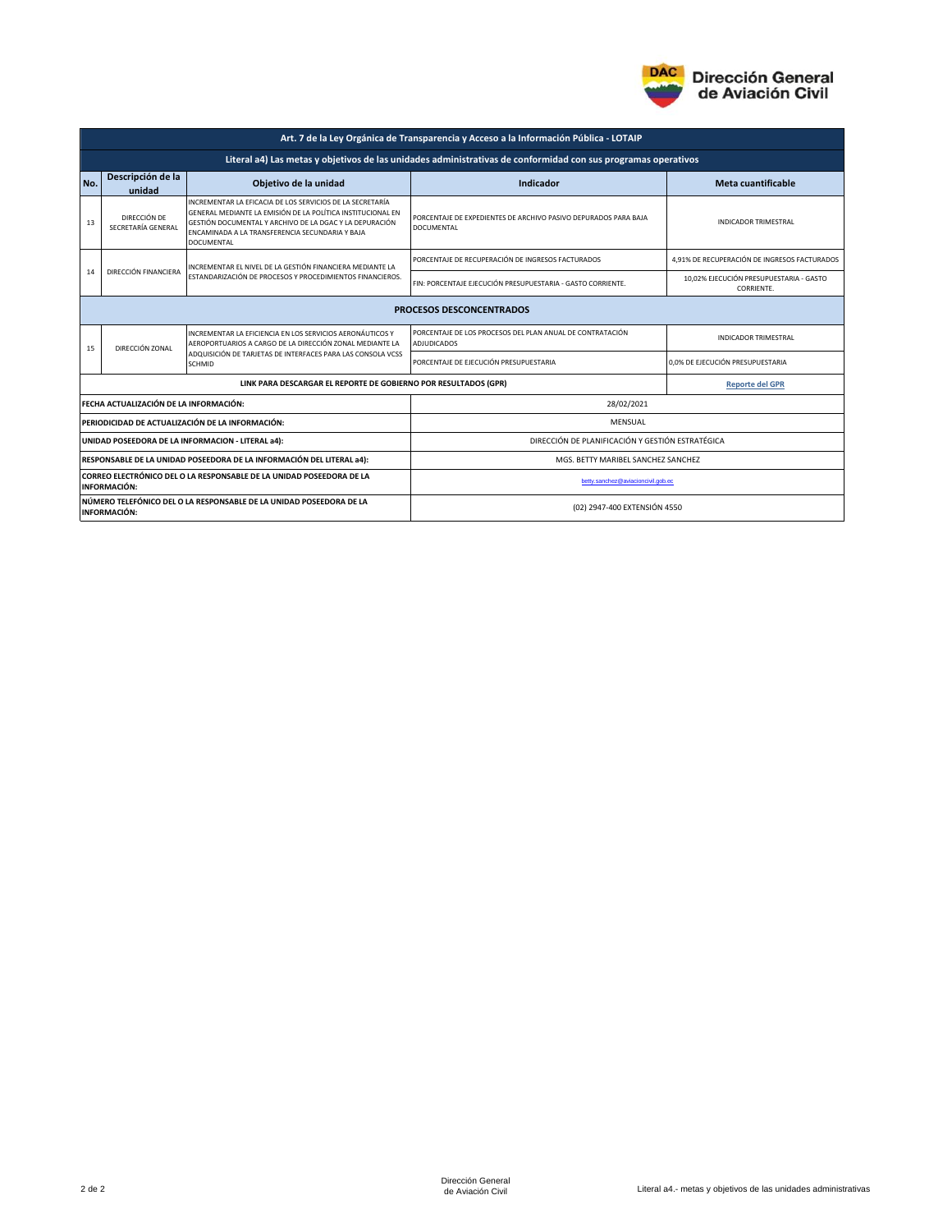| Art. 7 de la Ley Orgánica de Transparencia y Acceso a la Información Pública - LOTAIP | | | | |
|---|---|---|---|---|
| Literal a4) Las metas y objetivos de las unidades administrativas de conformidad con sus programas operativos | | | | |
| **No.** | **Descripción de la unidad** | **Objetivo de la unidad** | **Indicador** | **Meta cuantificable** |
| 13 | DIRECCIÓN DE SECRETARÍA GENERAL | INCREMENTAR LA EFICACIA DE LOS SERVICIOS DE LA SECRETARÍA GENERAL MEDIANTE LA EMISIÓN DE LA POLÍTICA INSTITUCIONAL EN GESTIÓN DOCUMENTAL Y ARCHIVO DE LA DGAC Y LA DEPURACIÓN ENCAMINADA A LA TRANSFERENCIA SECUNDARIA Y BAJA DOCUMENTAL | PORCENTAJE DE EXPEDIENTES DE ARCHIVO PASIVO DEPURADOS PARA BAJA DOCUMENTAL | INDICADOR TRIMESTRAL |
| 14 | DIRECCIÓN FINANCIERA | INCREMENTAR EL NIVEL DE LA GESTIÓN FINANCIERA MEDIANTE LA ESTANDARIZACIÓN DE PROCESOS Y PROCEDIMIENTOS FINANCIEROS. | PORCENTAJE DE RECUPERACIÓN DE INGRESOS FACTURADOS | 4,91% DE RECUPERACIÓN DE INGRESOS FACTURADOS |
| | | | FIN: PORCENTAJE EJECUCIÓN PRESUPUESTARIA - GASTO CORRIENTE. | 10,02% EJECUCIÓN PRESUPUESTARIA - GASTO CORRIENTE. |
| **PROCESOS DESCONCENTRADOS** | | | | |
| 15 | DIRECCIÓN ZONAL | INCREMENTAR LA EFICIENCIA EN LOS SERVICIOS AERONÁUTICOS Y AEROPORTUARIOS A CARGO DE LA DIRECCIÓN ZONAL MEDIANTE LA ADQUISICIÓN DE TARJETAS DE INTERFACES PARA LAS CONSOLA VCSS SCHMID | PORCENTAJE DE LOS PROCESOS DEL PLAN ANUAL DE CONTRATACIÓN ADJUDICADOS | INDICADOR TRIMESTRAL |
| | | | PORCENTAJE DE EJECUCIÓN PRESUPUESTARIA | 0,0% DE EJECUCIÓN PRESUPUESTARIA |
| **LINK PARA DESCARGAR EL REPORTE DE GOBIERNO POR RESULTADOS (GPR)** | | | | **Reporte del GPR** |
| **FECHA ACTUALIZACIÓN DE LA INFORMACIÓN:** | | | 28/02/2021 | |
| **PERIODICIDAD DE ACTUALIZACIÓN DE LA INFORMACIÓN:** | | | MENSUAL | |
| **UNIDAD POSEEDORA DE LA INFORMACION - LITERAL a4):** | | | DIRECCIÓN DE PLANIFICACIÓN Y GESTIÓN ESTRATÉGICA | |
| **RESPONSABLE DE LA UNIDAD POSEEDORA DE LA INFORMACIÓN DEL LITERAL a4):** | | | MGS. BETTY MARIBEL SANCHEZ SANCHEZ | |
| **CORREO ELECTRÓNICO DEL O LA RESPONSABLE DE LA UNIDAD POSEEDORA DE LA INFORMACIÓN:** | | | betty.sanchez@aviacioncivil.gob.ec | |
| **NÚMERO TELEFÓNICO DEL O LA RESPONSABLE DE LA UNIDAD POSEEDORA DE LA INFORMACIÓN:** | | | (02) 2947-400 EXTENSIÓN 4550 | |